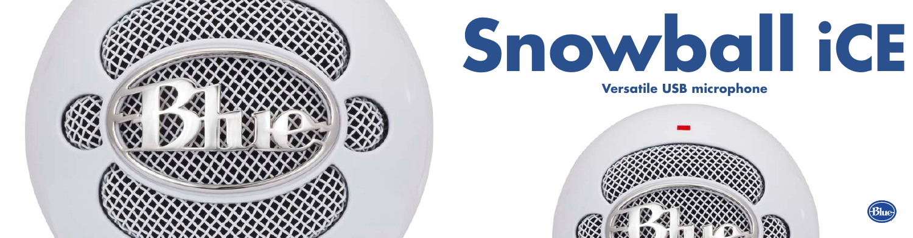# Snowball iCE

**Versatile USB microphone**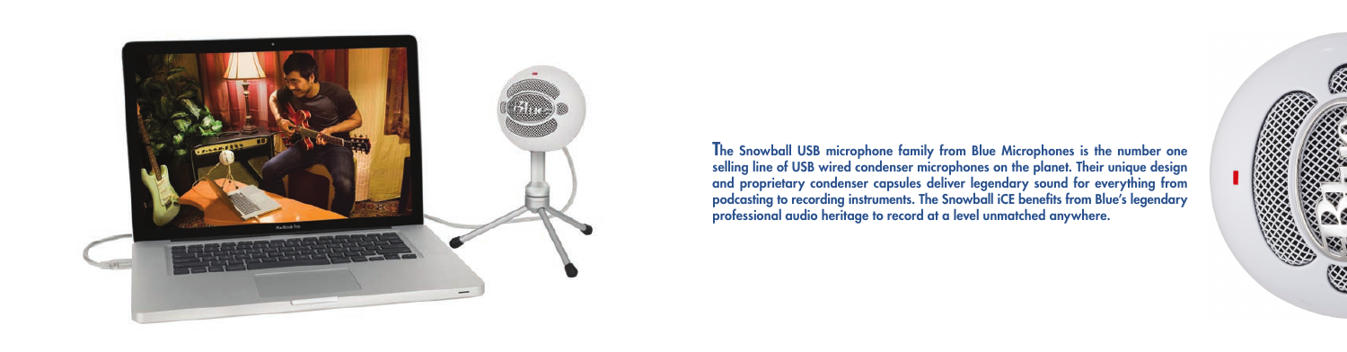The Snowball USB microphone family from Blue Microphones is the number one selling line of USB wired condenser microphones on the planet. Their unique design and proprietary condenser capsules deliver legendary sound for everything from podcasting to recording instruments. The Snowball iCE benefits from Blue's legendary professional audio heritage to record at a level unmatched anywhere.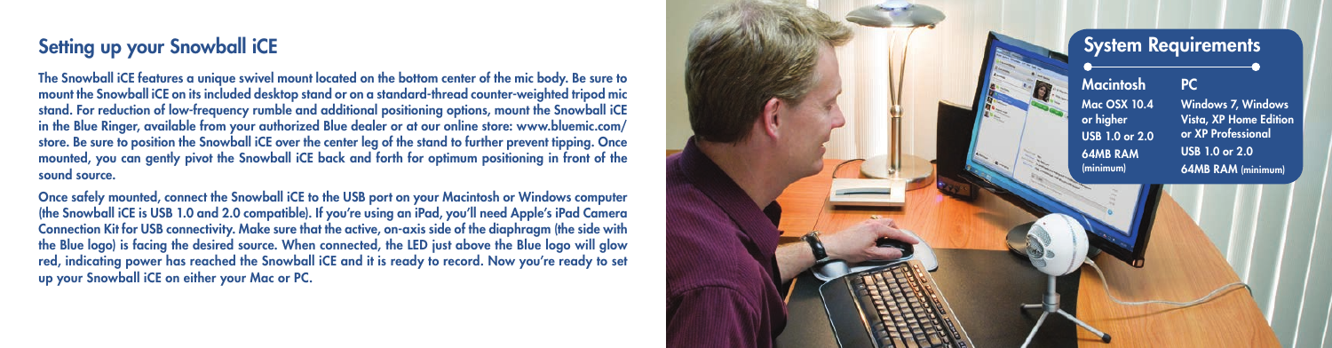## Setting up your Snowball iCE

The Snowball iCE features a unique swivel mount located on the bottom center of the mic body. Be sure to mount the Snowball iCE on its included desktop stand or on a standard-thread counter-weighted tripod mic stand. For reduction of low-frequency rumble and additional positioning options, mount the Snowball iCE in the Blue Ringer, available from your authorized Blue dealer or at our online store: www.bluemic.com/store. Be sure to position the Snowball iCE over the center leg of the stand to further prevent tipping. Once mounted, you can gently pivot the Snowball iCE back and forth for optimum positioning in front of the sound source.

Once safely mounted, connect the Snowball iCE to the USB port on your Macintosh or Windows computer (the Snowball iCE is USB 1.0 and 2.0 compatible). If you're using an iPad, you'll need Apple's iPad Camera Connection Kit for USB connectivity. Make sure that the active, on-axis side of the diaphragm (the side with the Blue logo) is facing the desired source. When connected, the LED just above the Blue logo will glow red, indicating power has reached the Snowball iCE and it is ready to record. Now you're ready to set up your Snowball iCE on either your Mac or PC.

## System Requirements

**Macintosh**

- Mac OSX 10.4 or higher
- USB 1.0 or 2.0
- 64MB RAM (minimum)

**PC**

- Windows 7, Windows Vista, XP Home Edition or XP Professional
- USB 1.0 or 2.0
- 64MB RAM (minimum)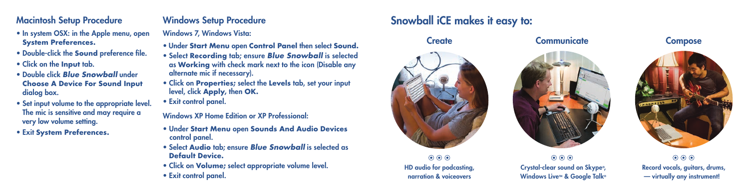## Macintosh Setup Procedure

- In system OSX: in the Apple menu, open **System Preferences.**
- Double-click the **Sound** preference file.
- Click on the **Input** tab.
- Double click ***Blue Snowball*** under **Choose A Device For Sound Input** dialog box.
- Set input volume to the appropriate level. The mic is sensitive and may require a very low volume setting.
- Exit **System Preferences.**

## Windows Setup Procedure

Windows 7, Windows Vista:

- Under **Start Menu** open **Control Panel** then select **Sound.**
- Select **Recording** tab; ensure ***Blue Snowball*** is selected as **Working** with check mark next to the icon (Disable any alternate mic if necessary).
- Click on **Properties;** select the **Levels** tab, set your input level, click **Apply,** then **OK.**
- Exit control panel.

Windows XP Home Edition or XP Professional:

- Under **Start Menu** open **Sounds And Audio Devices** control panel.
- Select **Audio** tab; ensure ***Blue Snowball*** is selected as **Default Device.**
- Click on **Volume;** select appropriate volume level.
- Exit control panel.

## Snowball iCE makes it easy to:

### Create

HD audio for podcasting, narration & voiceovers

### Communicate

Crystal-clear sound on Skype®, Windows Live™ & Google Talk®

### Compose

Record vocals, guitars, drums, — virtually any instrument!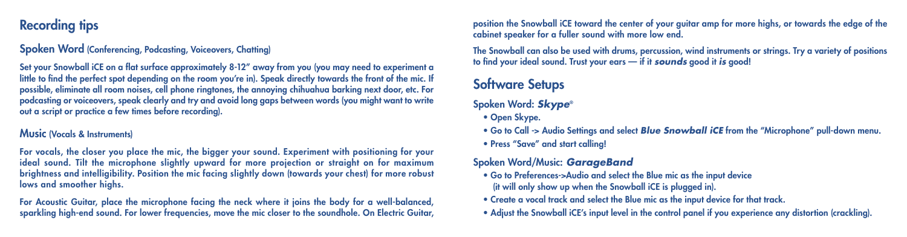## Recording tips

### Spoken Word (Conferencing, Podcasting, Voiceovers, Chatting)

Set your Snowball iCE on a flat surface approximately 8-12" away from you (you may need to experiment a little to find the perfect spot depending on the room you're in). Speak directly towards the front of the mic. If possible, eliminate all room noises, cell phone ringtones, the annoying chihuahua barking next door, etc. For podcasting or voiceovers, speak clearly and try and avoid long gaps between words (you might want to write out a script or practice a few times before recording).

### Music (Vocals & Instruments)

For vocals, the closer you place the mic, the bigger your sound. Experiment with positioning for your ideal sound. Tilt the microphone slightly upward for more projection or straight on for maximum brightness and intelligibility. Position the mic facing slightly down (towards your chest) for more robust lows and smoother highs.

For Acoustic Guitar, place the microphone facing the neck where it joins the body for a well-balanced, sparkling high-end sound. For lower frequencies, move the mic closer to the soundhole. On Electric Guitar, position the Snowball iCE toward the center of your guitar amp for more highs, or towards the edge of the cabinet speaker for a fuller sound with more low end.

The Snowball can also be used with drums, percussion, wind instruments or strings. Try a variety of positions to find your ideal sound. Trust your ears — if it ***sounds*** good it ***is*** good!

## Software Setups

### Spoken Word: ***Skype***®

- Open Skype.
- Go to Call -> Audio Settings and select ***Blue Snowball iCE*** from the "Microphone" pull-down menu.
- Press "Save" and start calling!

### Spoken Word/Music: ***GarageBand***

- Go to Preferences->Audio and select the Blue mic as the input device (it will only show up when the Snowball iCE is plugged in).
- Create a vocal track and select the Blue mic as the input device for that track.
- Adjust the Snowball iCE's input level in the control panel if you experience any distortion (crackling).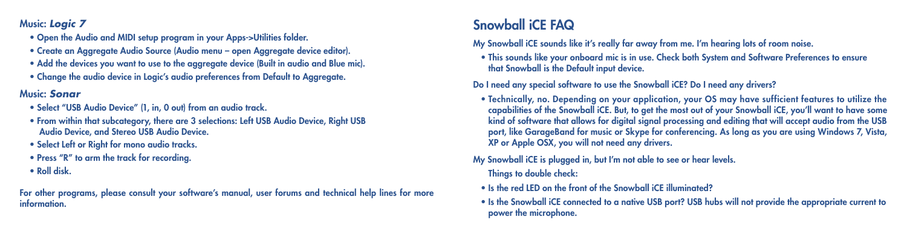Music: ***Logic 7***

- Open the Audio and MIDI setup program in your Apps->Utilities folder.
- Create an Aggregate Audio Source (Audio menu – open Aggregate device editor).
- Add the devices you want to use to the aggregate device (Built in audio and Blue mic).
- Change the audio device in Logic's audio preferences from Default to Aggregate.

Music: ***Sonar***

- Select "USB Audio Device" (1, in, 0 out) from an audio track.
- From within that subcategory, there are 3 selections: Left USB Audio Device, Right USB Audio Device, and Stereo USB Audio Device.
- Select Left or Right for mono audio tracks.
- Press "R" to arm the track for recording.
- Roll disk.

For other programs, please consult your software's manual, user forums and technical help lines for more information.

## Snowball iCE FAQ

My Snowball iCE sounds like it's really far away from me. I'm hearing lots of room noise.

- This sounds like your onboard mic is in use. Check both System and Software Preferences to ensure that Snowball is the Default input device.

Do I need any special software to use the Snowball iCE? Do I need any drivers?

- Technically, no. Depending on your application, your OS may have sufficient features to utilize the capabilities of the Snowball iCE. But, to get the most out of your Snowball iCE, you'll want to have some kind of software that allows for digital signal processing and editing that will accept audio from the USB port, like GarageBand for music or Skype for conferencing. As long as you are using Windows 7, Vista, XP or Apple OSX, you will not need any drivers.

My Snowball iCE is plugged in, but I'm not able to see or hear levels.

Things to double check:

- Is the red LED on the front of the Snowball iCE illuminated?
- Is the Snowball iCE connected to a native USB port? USB hubs will not provide the appropriate current to power the microphone.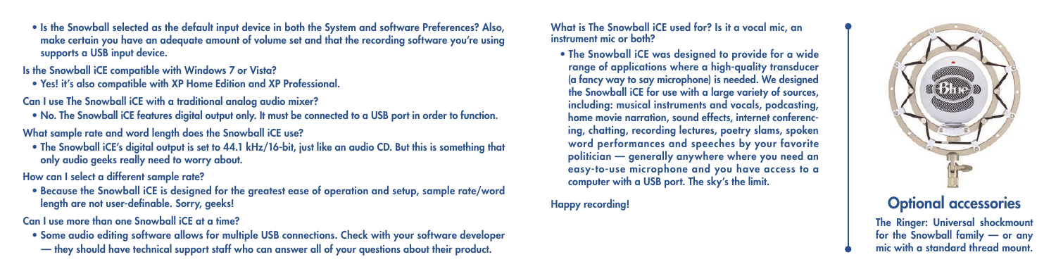- Is the Snowball selected as the default input device in both the System and software Preferences? Also, make certain you have an adequate amount of volume set and that the recording software you're using supports a USB input device.

**Is the Snowball iCE compatible with Windows 7 or Vista?**

- Yes! it's also compatible with XP Home Edition and XP Professional.

**Can I use The Snowball iCE with a traditional analog audio mixer?**

- No. The Snowball iCE features digital output only. It must be connected to a USB port in order to function.

**What sample rate and word length does the Snowball iCE use?**

- The Snowball iCE's digital output is set to 44.1 kHz/16-bit, just like an audio CD. But this is something that only audio geeks really need to worry about.

**How can I select a different sample rate?**

- Because the Snowball iCE is designed for the greatest ease of operation and setup, sample rate/word length are not user-definable. Sorry, geeks!

**Can I use more than one Snowball iCE at a time?**

- Some audio editing software allows for multiple USB connections. Check with your software developer — they should have technical support staff who can answer all of your questions about their product.

**What is The Snowball iCE used for? Is it a vocal mic, an instrument mic or both?**

- The Snowball iCE was designed to provide for a wide range of applications where a high-quality transducer (a fancy way to say microphone) is needed. We designed the Snowball iCE for use with a large variety of sources, including: musical instruments and vocals, podcasting, home movie narration, sound effects, internet conferencing, chatting, recording lectures, poetry slams, spoken word performances and speeches by your favorite politician — generally anywhere where you need an easy-to-use microphone and you have access to a computer with a USB port. The sky's the limit.

**Happy recording!**

## Optional accessories

**The Ringer: Universal shockmount for the Snowball family — or any mic with a standard thread mount.**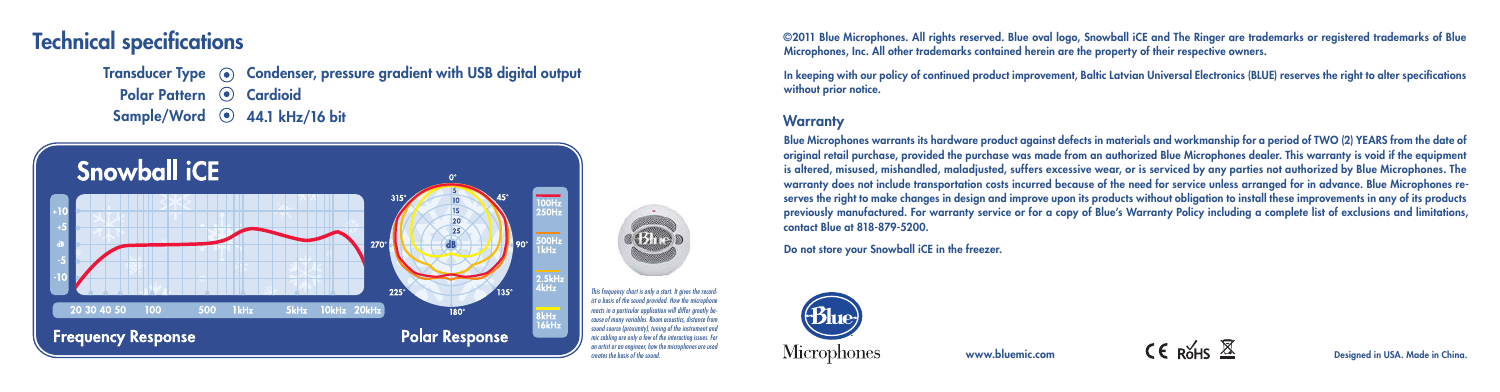# Technical specifications

**Transducer Type** ⦿ **Condenser, pressure gradient with USB digital output**

**Polar Pattern** ⦿ **Cardioid**

**Sample/Word** ⦿ **44.1 kHz/16 bit**

## Snowball iCE

+10
+5
dB
-5
-10

20 30 40 50 100 500 1kHz 5kHz 10kHz 20kHz

**Frequency Response**

0°
315° 45°
270° 90°
225° 135°
180°
5
10
15
20
25
dB

100Hz
250Hz
500Hz
1kHz
2.5kHz
4kHz
8kHz
16kHz

**Polar Response**

*This frequency chart is only a start. It gives the recordist a basis of the sound provided. How the microphone reacts in a particular application will differ greatly because of many variables. Room acoustics, distance from sound source (proximity), tuning of the instrument and mic cabling are only a few of the interacting issues. For an artist or an engineer, how the microphones are used creates the basis of the sound.*

**©2011 Blue Microphones. All rights reserved. Blue oval logo, Snowball iCE and The Ringer are trademarks or registered trademarks of Blue Microphones, Inc. All other trademarks contained herein are the property of their respective owners.**

**In keeping with our policy of continued product improvement, Baltic Latvian Universal Electronics (BLUE) reserves the right to alter specifications without prior notice.**

## Warranty

**Blue Microphones warrants its hardware product against defects in materials and workmanship for a period of TWO (2) YEARS from the date of original retail purchase, provided the purchase was made from an authorized Blue Microphones dealer. This warranty is void if the equipment is altered, misused, mishandled, maladjusted, suffers excessive wear, or is serviced by any parties not authorized by Blue Microphones. The warranty does not include transportation costs incurred because of the need for service unless arranged for in advance. Blue Microphones reserves the right to make changes in design and improve upon its products without obligation to install these improvements in any of its products previously manufactured. For warranty service or for a copy of Blue's Warranty Policy including a complete list of exclusions and limitations, contact Blue at 818-879-5200.**

**Do not store your Snowball iCE in the freezer.**

Blue Microphones

**www.bluemic.com**

CE RoHS

**Designed in USA. Made in China.**